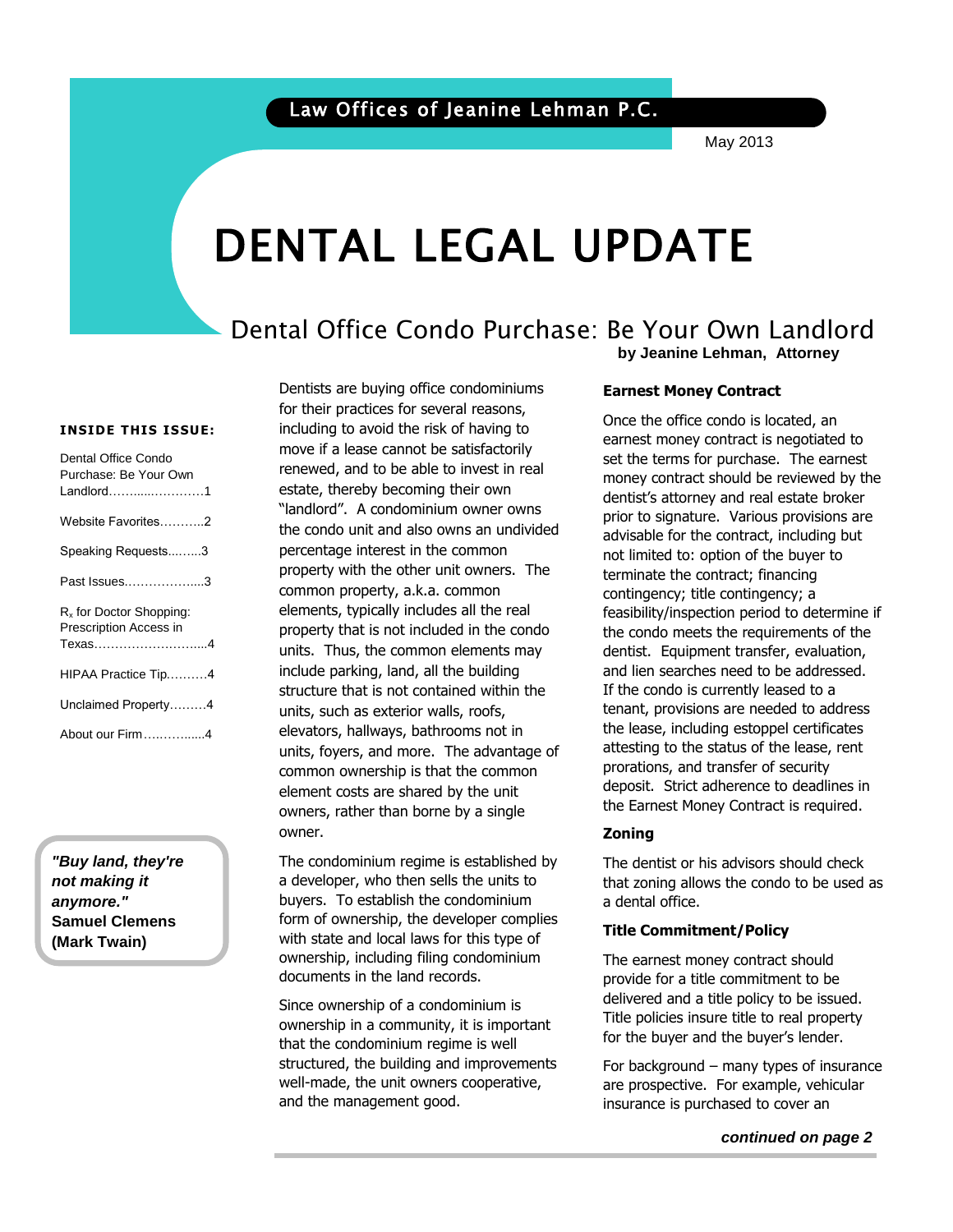Law Offices of Jeanine Lehman P.C.

May 2013

# DENTAL LEGAL UPDATE

## Dental Office Condo Purchase: Be Your Own Landlord

**by Jeanine Lehman, Attorney**

**INSIDE THIS ISSUE:**

- Dental Office Condo Purchase: Be Your Own Landlord……….……………1
- Website Favorites………..2
- Speaking Requests…..….3
- Past Issues………………..3
- $R_x$ for Doctor Shopping: Prescription Access in Texas………………………..4
- HIPAA Practice Tip……….4
- Unclaimed Property………4
- About our Firm…….……...4

***"Buy land, they're not making it anymore."*** **Samuel Clemens (Mark Twain)**

Dentists are buying office condominiums for their practices for several reasons, including to avoid the risk of having to move if a lease cannot be satisfactorily renewed, and to be able to invest in real estate, thereby becoming their own "landlord". A condominium owner owns the condo unit and also owns an undivided percentage interest in the common property with the other unit owners. The common property, a.k.a. common elements, typically includes all the real property that is not included in the condo units. Thus, the common elements may include parking, land, all the building structure that is not contained within the units, such as exterior walls, roofs, elevators, hallways, bathrooms not in units, foyers, and more. The advantage of common ownership is that the common element costs are shared by the unit owners, rather than borne by a single owner.

The condominium regime is established by a developer, who then sells the units to buyers. To establish the condominium form of ownership, the developer complies with state and local laws for this type of ownership, including filing condominium documents in the land records.

Since ownership of a condominium is ownership in a community, it is important that the condominium regime is well structured, the building and improvements well-made, the unit owners cooperative, and the management good.

### Earnest Money Contract

Once the office condo is located, an earnest money contract is negotiated to set the terms for purchase. The earnest money contract should be reviewed by the dentist's attorney and real estate broker prior to signature. Various provisions are advisable for the contract, including but not limited to: option of the buyer to terminate the contract; financing contingency; title contingency; a feasibility/inspection period to determine if the condo meets the requirements of the dentist. Equipment transfer, evaluation, and lien searches need to be addressed. If the condo is currently leased to a tenant, provisions are needed to address the lease, including estoppel certificates attesting to the status of the lease, rent prorations, and transfer of security deposit. Strict adherence to deadlines in the Earnest Money Contract is required.

### Zoning

The dentist or his advisors should check that zoning allows the condo to be used as a dental office.

### Title Commitment/Policy

The earnest money contract should provide for a title commitment to be delivered and a title policy to be issued. Title policies insure title to real property for the buyer and the buyer's lender.

For background – many types of insurance are prospective. For example, vehicular insurance is purchased to cover an

***continued on page 2***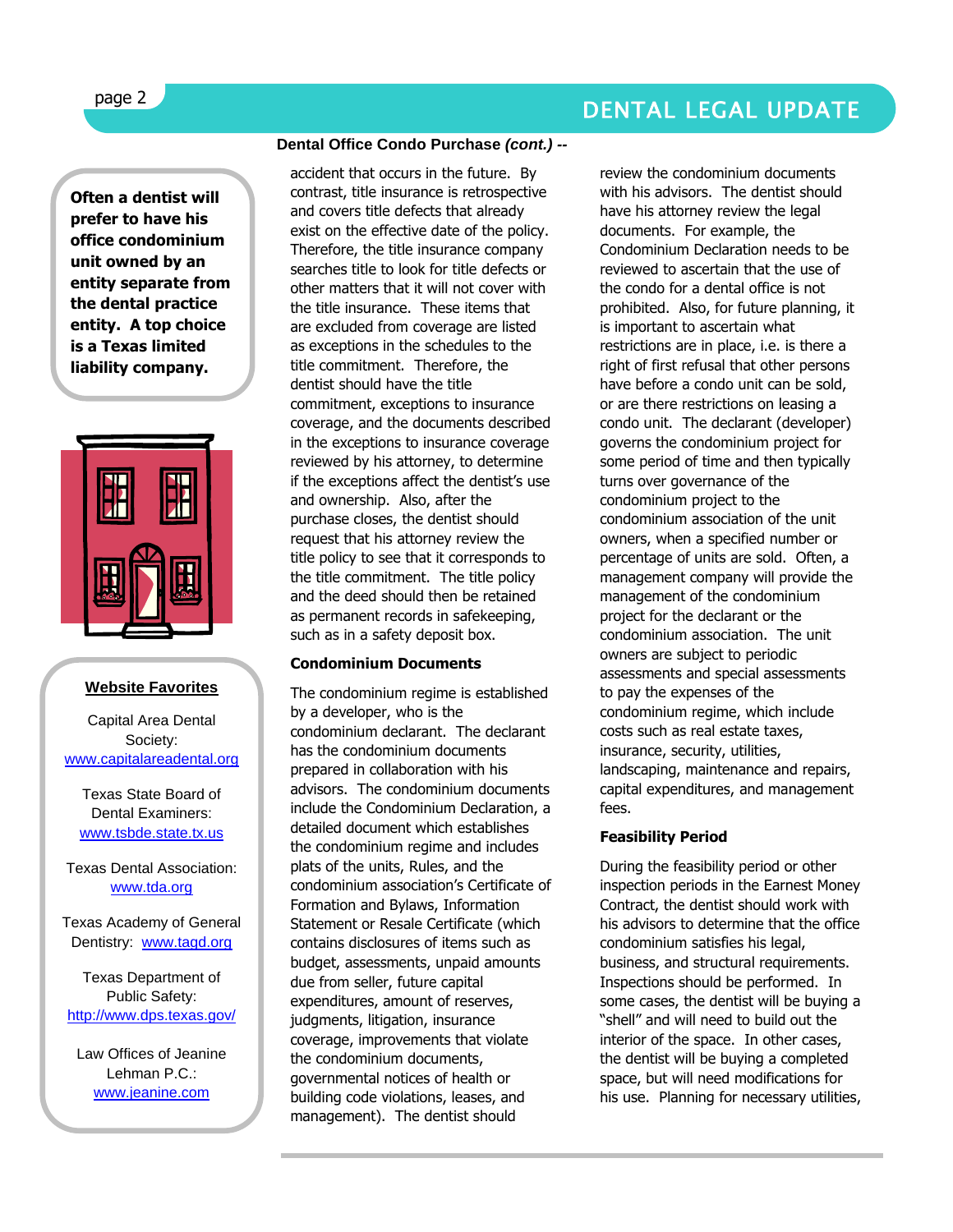**Dental Office Condo Purchase *(cont.)* --**

accident that occurs in the future. By contrast, title insurance is retrospective and covers title defects that already exist on the effective date of the policy. Therefore, the title insurance company searches title to look for title defects or other matters that it will not cover with the title insurance. These items that are excluded from coverage are listed as exceptions in the schedules to the title commitment. Therefore, the dentist should have the title commitment, exceptions to insurance coverage, and the documents described in the exceptions to insurance coverage reviewed by his attorney, to determine if the exceptions affect the dentist's use and ownership. Also, after the purchase closes, the dentist should request that his attorney review the title policy to see that it corresponds to the title commitment. The title policy and the deed should then be retained as permanent records in safekeeping, such as in a safety deposit box.

**Condominium Documents**

The condominium regime is established by a developer, who is the condominium declarant. The declarant has the condominium documents prepared in collaboration with his advisors. The condominium documents include the Condominium Declaration, a detailed document which establishes the condominium regime and includes plats of the units, Rules, and the condominium association's Certificate of Formation and Bylaws, Information Statement or Resale Certificate (which contains disclosures of items such as budget, assessments, unpaid amounts due from seller, future capital expenditures, amount of reserves, judgments, litigation, insurance coverage, improvements that violate the condominium documents, governmental notices of health or building code violations, leases, and management). The dentist should review the condominium documents with his advisors. The dentist should have his attorney review the legal documents. For example, the Condominium Declaration needs to be reviewed to ascertain that the use of the condo for a dental office is not prohibited. Also, for future planning, it is important to ascertain what restrictions are in place, i.e. is there a right of first refusal that other persons have before a condo unit can be sold, or are there restrictions on leasing a condo unit. The declarant (developer) governs the condominium project for some period of time and then typically turns over governance of the condominium project to the condominium association of the unit owners, when a specified number or percentage of units are sold. Often, a management company will provide the management of the condominium project for the declarant or the condominium association. The unit owners are subject to periodic assessments and special assessments to pay the expenses of the condominium regime, which include costs such as real estate taxes, insurance, security, utilities, landscaping, maintenance and repairs, capital expenditures, and management fees.

**Feasibility Period**

During the feasibility period or other inspection periods in the Earnest Money Contract, the dentist should work with his advisors to determine that the office condominium satisfies his legal, business, and structural requirements. Inspections should be performed. In some cases, the dentist will be buying a "shell" and will need to build out the interior of the space. In other cases, the dentist will be buying a completed space, but will need modifications for his use. Planning for necessary utilities,

---

**Often a dentist will prefer to have his office condominium unit owned by an entity separate from the dental practice entity. A top choice is a Texas limited liability company.**

---

**Website Favorites**

Capital Area Dental Society:
www.capitalareadental.org

Texas State Board of Dental Examiners:
www.tsbde.state.tx.us

Texas Dental Association:
www.tda.org

Texas Academy of General Dentistry: www.tagd.org

Texas Department of Public Safety:
http://www.dps.texas.gov/

Law Offices of Jeanine Lehman P.C.:
www.jeanine.com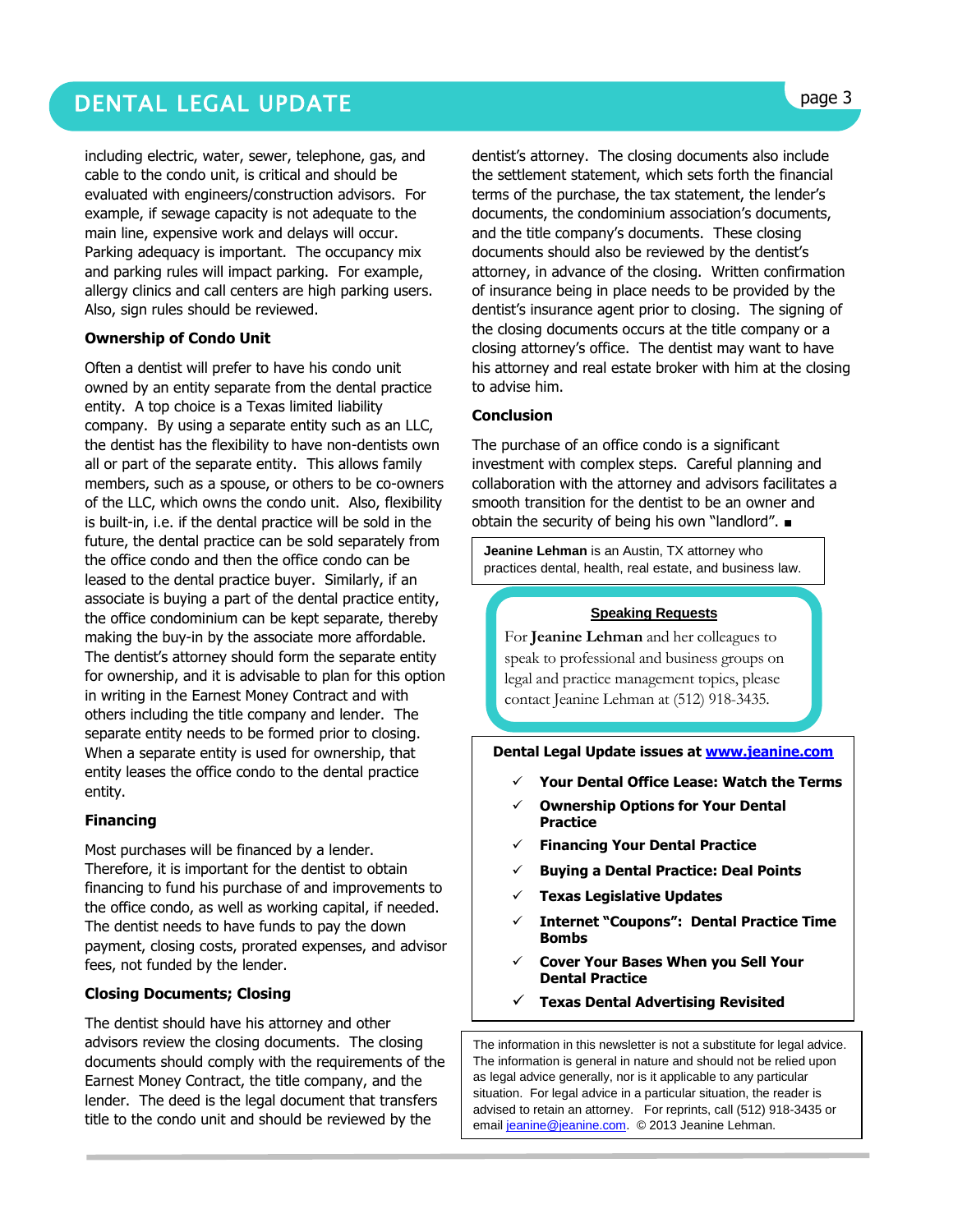including electric, water, sewer, telephone, gas, and cable to the condo unit, is critical and should be evaluated with engineers/construction advisors. For example, if sewage capacity is not adequate to the main line, expensive work and delays will occur. Parking adequacy is important. The occupancy mix and parking rules will impact parking. For example, allergy clinics and call centers are high parking users. Also, sign rules should be reviewed.

**Ownership of Condo Unit**

Often a dentist will prefer to have his condo unit owned by an entity separate from the dental practice entity. A top choice is a Texas limited liability company. By using a separate entity such as an LLC, the dentist has the flexibility to have non-dentists own all or part of the separate entity. This allows family members, such as a spouse, or others to be co-owners of the LLC, which owns the condo unit. Also, flexibility is built-in, i.e. if the dental practice will be sold in the future, the dental practice can be sold separately from the office condo and then the office condo can be leased to the dental practice buyer. Similarly, if an associate is buying a part of the dental practice entity, the office condominium can be kept separate, thereby making the buy-in by the associate more affordable. The dentist's attorney should form the separate entity for ownership, and it is advisable to plan for this option in writing in the Earnest Money Contract and with others including the title company and lender. The separate entity needs to be formed prior to closing. When a separate entity is used for ownership, that entity leases the office condo to the dental practice entity.

**Financing**

Most purchases will be financed by a lender. Therefore, it is important for the dentist to obtain financing to fund his purchase of and improvements to the office condo, as well as working capital, if needed. The dentist needs to have funds to pay the down payment, closing costs, prorated expenses, and advisor fees, not funded by the lender.

**Closing Documents; Closing**

The dentist should have his attorney and other advisors review the closing documents. The closing documents should comply with the requirements of the Earnest Money Contract, the title company, and the lender. The deed is the legal document that transfers title to the condo unit and should be reviewed by the dentist's attorney. The closing documents also include the settlement statement, which sets forth the financial terms of the purchase, the tax statement, the lender's documents, the condominium association's documents, and the title company's documents. These closing documents should also be reviewed by the dentist's attorney, in advance of the closing. Written confirmation of insurance being in place needs to be provided by the dentist's insurance agent prior to closing. The signing of the closing documents occurs at the title company or a closing attorney's office. The dentist may want to have his attorney and real estate broker with him at the closing to advise him.

**Conclusion**

The purchase of an office condo is a significant investment with complex steps. Careful planning and collaboration with the attorney and advisors facilitates a smooth transition for the dentist to be an owner and obtain the security of being his own "landlord". ■

**Jeanine Lehman** is an Austin, TX attorney who practices dental, health, real estate, and business law.

**Speaking Requests**

For **Jeanine Lehman** and her colleagues to speak to professional and business groups on legal and practice management topics, please contact Jeanine Lehman at (512) 918-3435.

**Dental Legal Update issues at www.jeanine.com**

- ✓ **Your Dental Office Lease: Watch the Terms**
- ✓ **Ownership Options for Your Dental Practice**
- ✓ **Financing Your Dental Practice**
- ✓ **Buying a Dental Practice: Deal Points**
- ✓ **Texas Legislative Updates**
- ✓ **Internet "Coupons": Dental Practice Time Bombs**
- ✓ **Cover Your Bases When you Sell Your Dental Practice**
- ✓ **Texas Dental Advertising Revisited**

The information in this newsletter is not a substitute for legal advice. The information is general in nature and should not be relied upon as legal advice generally, nor is it applicable to any particular situation. For legal advice in a particular situation, the reader is advised to retain an attorney. For reprints, call (512) 918-3435 or email jeanine@jeanine.com. © 2013 Jeanine Lehman.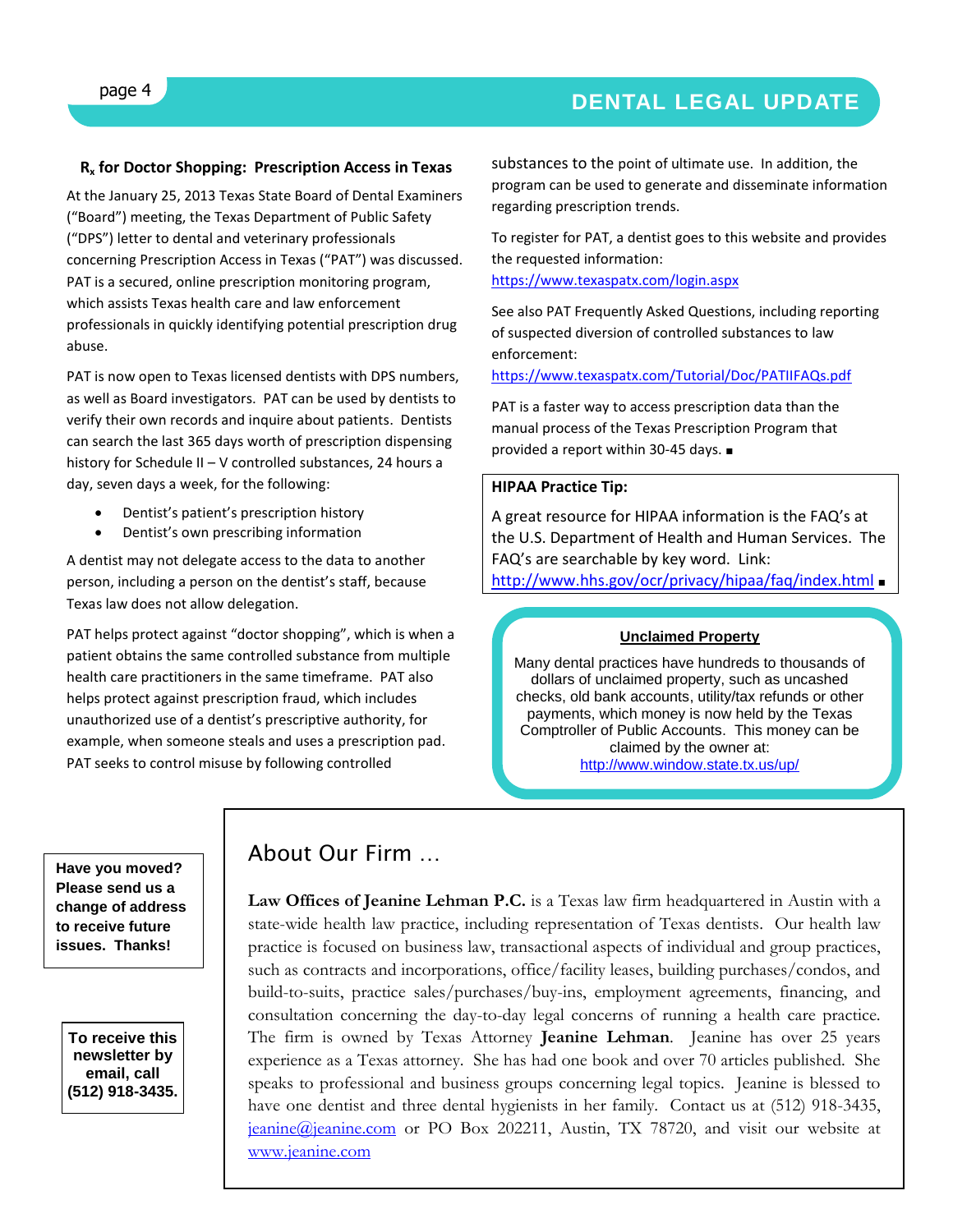## $R_x$ for Doctor Shopping: Prescription Access in Texas

At the January 25, 2013 Texas State Board of Dental Examiners ("Board") meeting, the Texas Department of Public Safety ("DPS") letter to dental and veterinary professionals concerning Prescription Access in Texas ("PAT") was discussed. PAT is a secured, online prescription monitoring program, which assists Texas health care and law enforcement professionals in quickly identifying potential prescription drug abuse.

PAT is now open to Texas licensed dentists with DPS numbers, as well as Board investigators. PAT can be used by dentists to verify their own records and inquire about patients. Dentists can search the last 365 days worth of prescription dispensing history for Schedule II – V controlled substances, 24 hours a day, seven days a week, for the following:

- Dentist's patient's prescription history
- Dentist's own prescribing information

A dentist may not delegate access to the data to another person, including a person on the dentist's staff, because Texas law does not allow delegation.

PAT helps protect against "doctor shopping", which is when a patient obtains the same controlled substance from multiple health care practitioners in the same timeframe. PAT also helps protect against prescription fraud, which includes unauthorized use of a dentist's prescriptive authority, for example, when someone steals and uses a prescription pad. PAT seeks to control misuse by following controlled substances to the point of ultimate use. In addition, the program can be used to generate and disseminate information regarding prescription trends.

To register for PAT, a dentist goes to this website and provides the requested information: https://www.texaspatx.com/login.aspx

See also PAT Frequently Asked Questions, including reporting of suspected diversion of controlled substances to law enforcement: https://www.texaspatx.com/Tutorial/Doc/PATIIFAQs.pdf

PAT is a faster way to access prescription data than the manual process of the Texas Prescription Program that provided a report within 30-45 days. ■

**HIPAA Practice Tip:**

A great resource for HIPAA information is the FAQ's at the U.S. Department of Health and Human Services. The FAQ's are searchable by key word. Link: http://www.hhs.gov/ocr/privacy/hipaa/faq/index.html ■

**Unclaimed Property**

Many dental practices have hundreds to thousands of dollars of unclaimed property, such as uncashed checks, old bank accounts, utility/tax refunds or other payments, which money is now held by the Texas Comptroller of Public Accounts. This money can be claimed by the owner at: http://www.window.state.tx.us/up/

**Have you moved? Please send us a change of address to receive future issues. Thanks!**

**To receive this newsletter by email, call (512) 918-3435.**

## About Our Firm …

**Law Offices of Jeanine Lehman P.C.** is a Texas law firm headquartered in Austin with a state-wide health law practice, including representation of Texas dentists. Our health law practice is focused on business law, transactional aspects of individual and group practices, such as contracts and incorporations, office/facility leases, building purchases/condos, and build-to-suits, practice sales/purchases/buy-ins, employment agreements, financing, and consultation concerning the day-to-day legal concerns of running a health care practice. The firm is owned by Texas Attorney **Jeanine Lehman**. Jeanine has over 25 years experience as a Texas attorney. She has had one book and over 70 articles published. She speaks to professional and business groups concerning legal topics. Jeanine is blessed to have one dentist and three dental hygienists in her family. Contact us at (512) 918-3435, jeanine@jeanine.com or PO Box 202211, Austin, TX 78720, and visit our website at www.jeanine.com